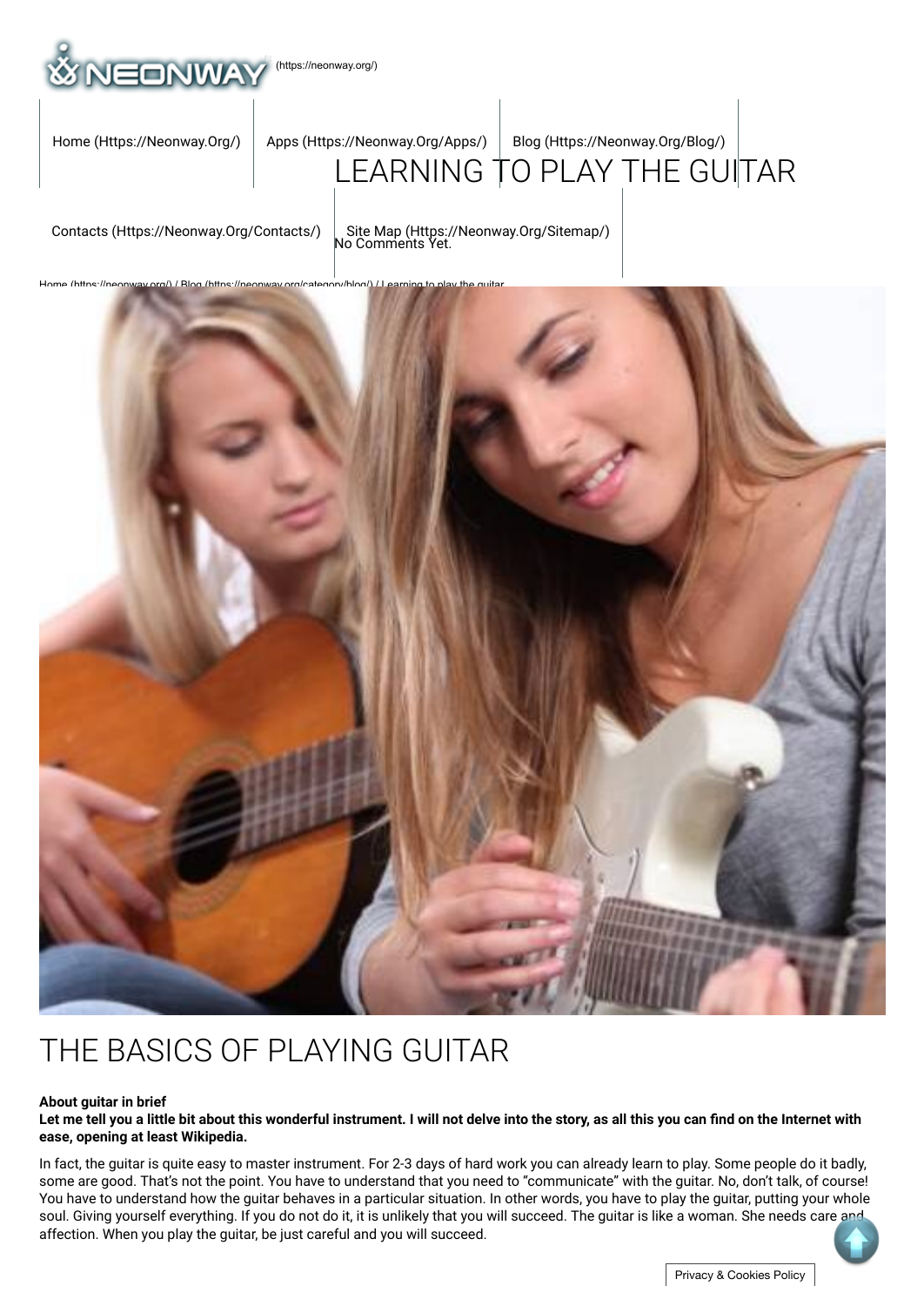(https://neonway.org/)

Home (Https://Neonway.Org/) | Apps (Https://Neonway.Org/Apps/) | Blog (Https://Neonway.Org/Blog/) | Contacts (Https://Neonway.Org/Contacts/) | Site Map (Https://Neonway.Org/Sitemap/)

# LEARNING TO PLAY THE GUITAR

No Comments Yet.

Home (https://neonway.org/) / Blog (https://neonway.org/category/blog/) / Learning to play the guitar

## THE BASICS OF PLAYING GUITAR

**About guitar in brief**

**Let me tell you a little bit about this wonderful instrument. I will not delve into the story, as all this you can find on the Internet with ease, opening at least Wikipedia.**

In fact, the guitar is quite easy to master instrument. For 2-3 days of hard work you can already learn to play. Some people do it badly, some are good. That's not the point. You have to understand that you need to "communicate" with the guitar. No, don't talk, of course! You have to understand how the guitar behaves in a particular situation. In other words, you have to play the guitar, putting your whole soul. Giving yourself everything. If you do not do it, it is unlikely that you will succeed. The guitar is like a woman. She needs care and affection. When you play the guitar, be just careful and you will succeed.

Privacy & Cookies Policy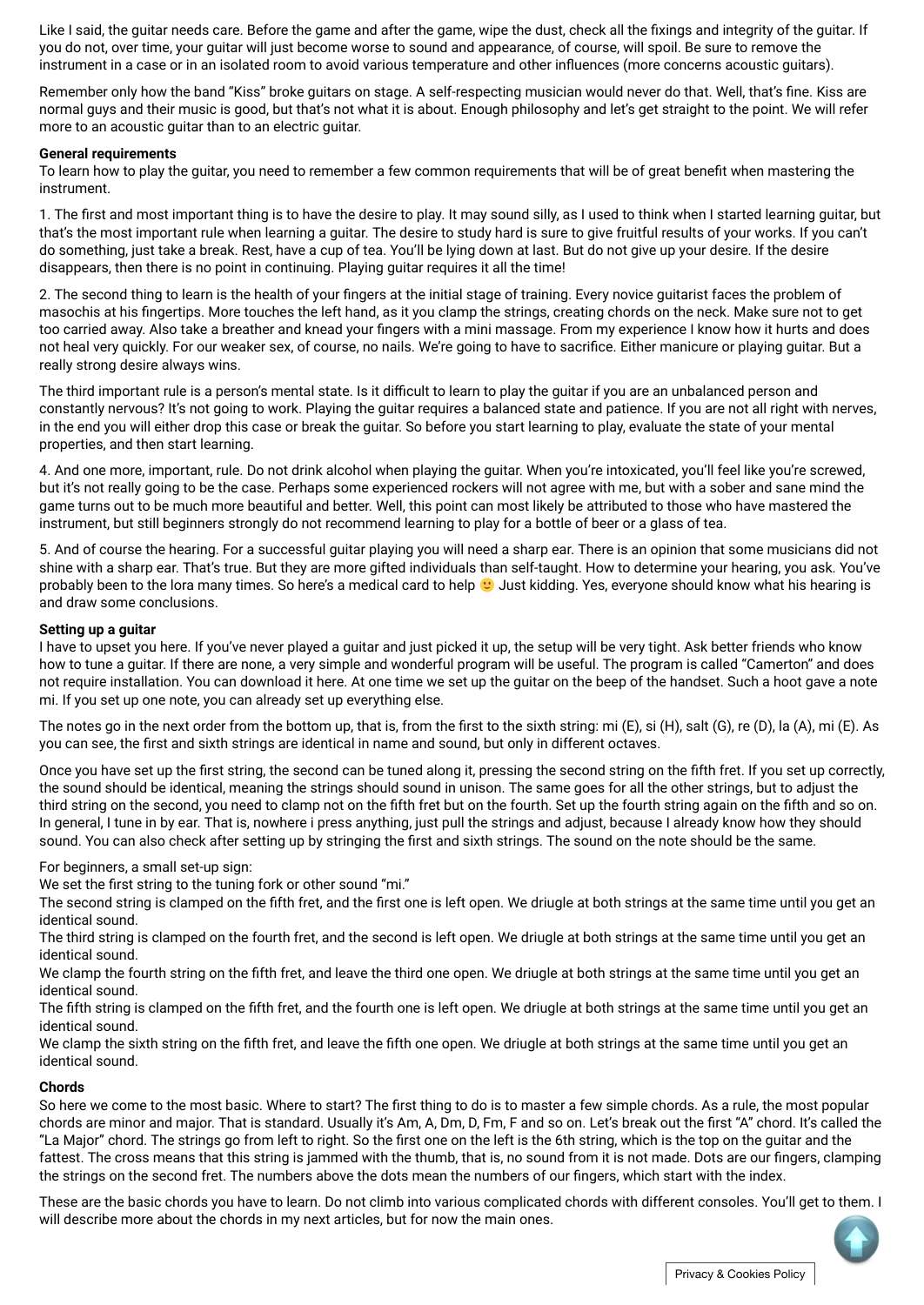Like I said, the guitar needs care. Before the game and after the game, wipe the dust, check all the fixings and integrity of the guitar. If you do not, over time, your guitar will just become worse to sound and appearance, of course, will spoil. Be sure to remove the instrument in a case or in an isolated room to avoid various temperature and other influences (more concerns acoustic guitars).

Remember only how the band "Kiss" broke guitars on stage. A self-respecting musician would never do that. Well, that's fine. Kiss are normal guys and their music is good, but that's not what it is about. Enough philosophy and let's get straight to the point. We will refer more to an acoustic guitar than to an electric guitar.

**General requirements**

To learn how to play the guitar, you need to remember a few common requirements that will be of great benefit when mastering the instrument.

1. The first and most important thing is to have the desire to play. It may sound silly, as I used to think when I started learning guitar, but that's the most important rule when learning a guitar. The desire to study hard is sure to give fruitful results of your works. If you can't do something, just take a break. Rest, have a cup of tea. You'll be lying down at last. But do not give up your desire. If the desire disappears, then there is no point in continuing. Playing guitar requires it all the time!

2. The second thing to learn is the health of your fingers at the initial stage of training. Every novice guitarist faces the problem of masochis at his fingertips. More touches the left hand, as it you clamp the strings, creating chords on the neck. Make sure not to get too carried away. Also take a breather and knead your fingers with a mini massage. From my experience I know how it hurts and does not heal very quickly. For our weaker sex, of course, no nails. We're going to have to sacrifice. Either manicure or playing guitar. But a really strong desire always wins.

The third important rule is a person's mental state. Is it difficult to learn to play the guitar if you are an unbalanced person and constantly nervous? It's not going to work. Playing the guitar requires a balanced state and patience. If you are not all right with nerves, in the end you will either drop this case or break the guitar. So before you start learning to play, evaluate the state of your mental properties, and then start learning.

4. And one more, important, rule. Do not drink alcohol when playing the guitar. When you're intoxicated, you'll feel like you're screwed, but it's not really going to be the case. Perhaps some experienced rockers will not agree with me, but with a sober and sane mind the game turns out to be much more beautiful and better. Well, this point can most likely be attributed to those who have mastered the instrument, but still beginners strongly do not recommend learning to play for a bottle of beer or a glass of tea.

5. And of course the hearing. For a successful guitar playing you will need a sharp ear. There is an opinion that some musicians did not shine with a sharp ear. That's true. But they are more gifted individuals than self-taught. How to determine your hearing, you ask. You've probably been to the lora many times. So here's a medical card to help 🙂 Just kidding. Yes, everyone should know what his hearing is and draw some conclusions.

**Setting up a guitar**

I have to upset you here. If you've never played a guitar and just picked it up, the setup will be very tight. Ask better friends who know how to tune a guitar. If there are none, a very simple and wonderful program will be useful. The program is called "Camerton" and does not require installation. You can download it here. At one time we set up the guitar on the beep of the handset. Such a hoot gave a note mi. If you set up one note, you can already set up everything else.

The notes go in the next order from the bottom up, that is, from the first to the sixth string: mi (E), si (H), salt (G), re (D), la (A), mi (E). As you can see, the first and sixth strings are identical in name and sound, but only in different octaves.

Once you have set up the first string, the second can be tuned along it, pressing the second string on the fifth fret. If you set up correctly, the sound should be identical, meaning the strings should sound in unison. The same goes for all the other strings, but to adjust the third string on the second, you need to clamp not on the fifth fret but on the fourth. Set up the fourth string again on the fifth and so on. In general, I tune in by ear. That is, nowhere i press anything, just pull the strings and adjust, because I already know how they should sound. You can also check after setting up by stringing the first and sixth strings. The sound on the note should be the same.

For beginners, a small set-up sign:
We set the first string to the tuning fork or other sound "mi."
The second string is clamped on the fifth fret, and the first one is left open. We driugle at both strings at the same time until you get an identical sound.
The third string is clamped on the fourth fret, and the second is left open. We driugle at both strings at the same time until you get an identical sound.
We clamp the fourth string on the fifth fret, and leave the third one open. We driugle at both strings at the same time until you get an identical sound.
The fifth string is clamped on the fifth fret, and the fourth one is left open. We driugle at both strings at the same time until you get an identical sound.
We clamp the sixth string on the fifth fret, and leave the fifth one open. We driugle at both strings at the same time until you get an identical sound.

**Chords**

So here we come to the most basic. Where to start? The first thing to do is to master a few simple chords. As a rule, the most popular chords are minor and major. That is standard. Usually it's Am, A, Dm, D, Fm, F and so on. Let's break out the first "A" chord. It's called the "La Major" chord. The strings go from left to right. So the first one on the left is the 6th string, which is the top on the guitar and the fattest. The cross means that this string is jammed with the thumb, that is, no sound from it is not made. Dots are our fingers, clamping the strings on the second fret. The numbers above the dots mean the numbers of our fingers, which start with the index.

These are the basic chords you have to learn. Do not climb into various complicated chords with different consoles. You'll get to them. I will describe more about the chords in my next articles, but for now the main ones.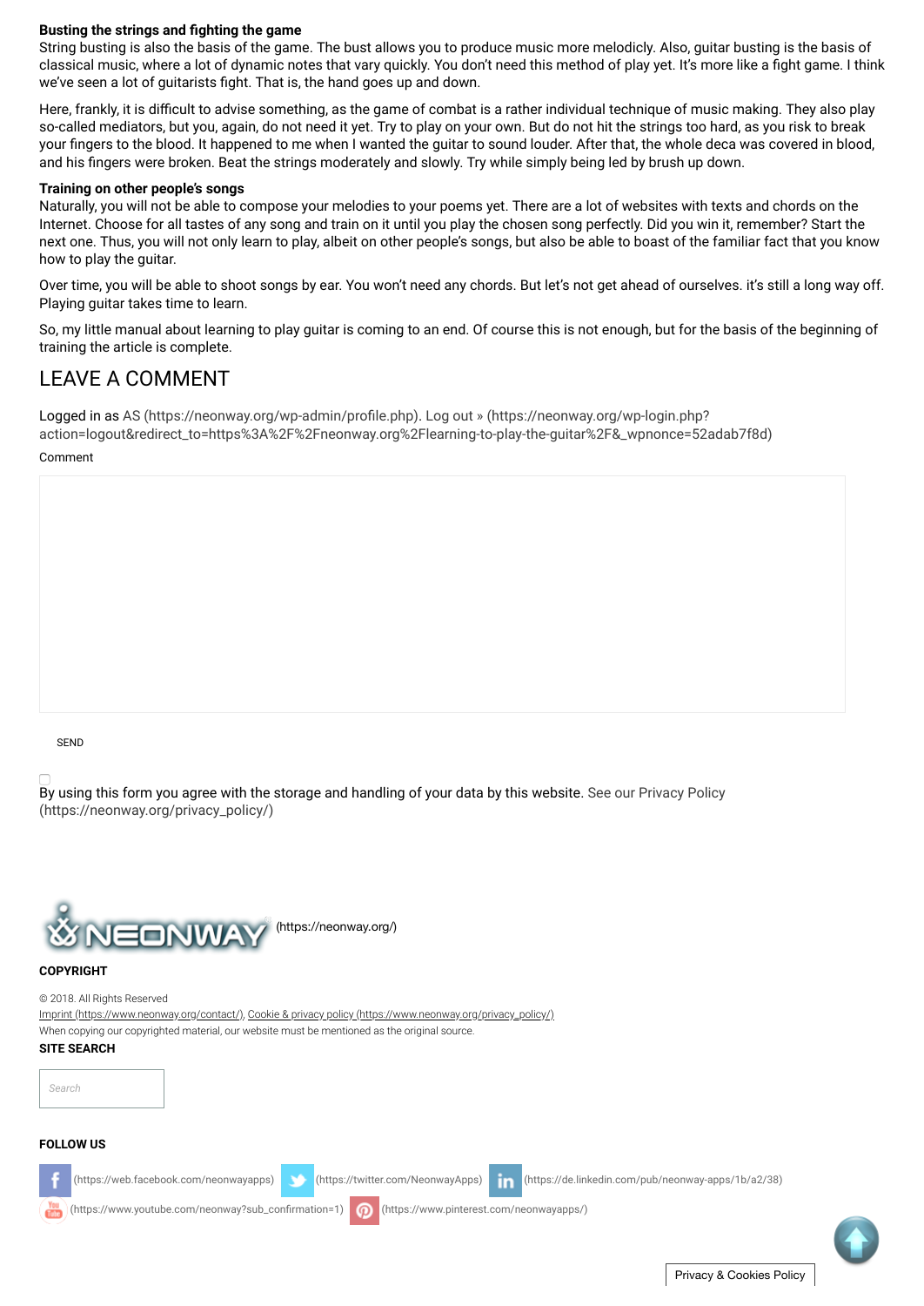**Busting the strings and fighting the game**

String busting is also the basis of the game. The bust allows you to produce music more melodicly. Also, guitar busting is the basis of classical music, where a lot of dynamic notes that vary quickly. You don't need this method of play yet. It's more like a fight game. I think we've seen a lot of guitarists fight. That is, the hand goes up and down.

Here, frankly, it is difficult to advise something, as the game of combat is a rather individual technique of music making. They also play so-called mediators, but you, again, do not need it yet. Try to play on your own. But do not hit the strings too hard, as you risk to break your fingers to the blood. It happened to me when I wanted the guitar to sound louder. After that, the whole deca was covered in blood, and his fingers were broken. Beat the strings moderately and slowly. Try while simply being led by brush up down.

**Training on other people's songs**

Naturally, you will not be able to compose your melodies to your poems yet. There are a lot of websites with texts and chords on the Internet. Choose for all tastes of any song and train on it until you play the chosen song perfectly. Did you win it, remember? Start the next one. Thus, you will not only learn to play, albeit on other people's songs, but also be able to boast of the familiar fact that you know how to play the guitar.

Over time, you will be able to shoot songs by ear. You won't need any chords. But let's not get ahead of ourselves. it's still a long way off. Playing guitar takes time to learn.

So, my little manual about learning to play guitar is coming to an end. Of course this is not enough, but for the basis of the beginning of training the article is complete.

## LEAVE A COMMENT

Logged in as AS (https://neonway.org/wp-admin/profile.php). Log out » (https://neonway.org/wp-login.php?action=logout&redirect_to=https%3A%2F%2Fneonway.org%2Flearning-to-play-the-guitar%2F&_wpnonce=52adab7f8d)

Comment

SEND

By using this form you agree with the storage and handling of your data by this website. See our Privacy Policy (https://neonway.org/privacy_policy/)

NEONWAY (https://neonway.org/)

**COPYRIGHT**

© 2018. All Rights Reserved
Imprint (https://www.neonway.org/contact/), Cookie & privacy policy (https://www.neonway.org/privacy_policy/)
When copying our copyrighted material, our website must be mentioned as the original source.

**SITE SEARCH**

Search

**FOLLOW US**

(https://web.facebook.com/neonwayapps) (https://twitter.com/NeonwayApps) (https://de.linkedin.com/pub/neonway-apps/1b/a2/38) (https://www.youtube.com/neonway?sub_confirmation=1) (https://www.pinterest.com/neonwayapps/)

Privacy & Cookies Policy